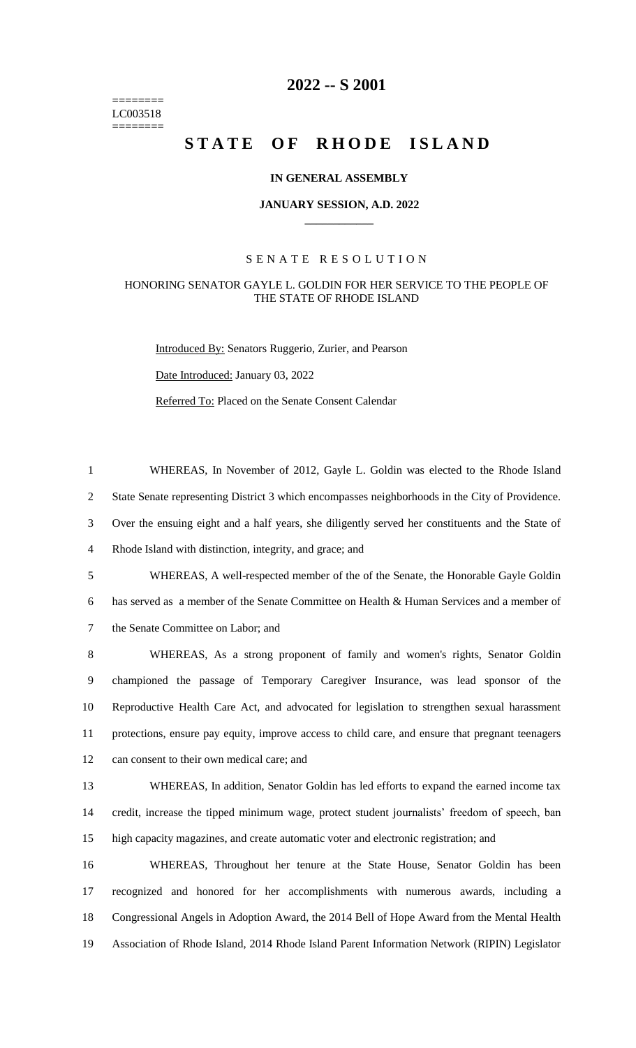# 2022 -- S 2001

========
LC003518
========

## STATE OF RHODE ISLAND

**IN GENERAL ASSEMBLY**

**JANUARY SESSION, A.D. 2022**

---

S E N A T E   R E S O L U T I O N

HONORING SENATOR GAYLE L. GOLDIN FOR HER SERVICE TO THE PEOPLE OF THE STATE OF RHODE ISLAND

Introduced By: Senators Ruggerio, Zurier, and Pearson

Date Introduced: January 03, 2022

Referred To: Placed on the Senate Consent Calendar

1 WHEREAS, In November of 2012, Gayle L. Goldin was elected to the Rhode Island
2 State Senate representing District 3 which encompasses neighborhoods in the City of Providence.
3 Over the ensuing eight and a half years, she diligently served her constituents and the State of
4 Rhode Island with distinction, integrity, and grace; and
5 WHEREAS, A well-respected member of the of the Senate, the Honorable Gayle Goldin
6 has served as a member of the Senate Committee on Health & Human Services and a member of
7 the Senate Committee on Labor; and
8 WHEREAS, As a strong proponent of family and women's rights, Senator Goldin
9 championed the passage of Temporary Caregiver Insurance, was lead sponsor of the
10 Reproductive Health Care Act, and advocated for legislation to strengthen sexual harassment
11 protections, ensure pay equity, improve access to child care, and ensure that pregnant teenagers
12 can consent to their own medical care; and
13 WHEREAS, In addition, Senator Goldin has led efforts to expand the earned income tax
14 credit, increase the tipped minimum wage, protect student journalists' freedom of speech, ban
15 high capacity magazines, and create automatic voter and electronic registration; and
16 WHEREAS, Throughout her tenure at the State House, Senator Goldin has been
17 recognized and honored for her accomplishments with numerous awards, including a
18 Congressional Angels in Adoption Award, the 2014 Bell of Hope Award from the Mental Health
19 Association of Rhode Island, 2014 Rhode Island Parent Information Network (RIPIN) Legislator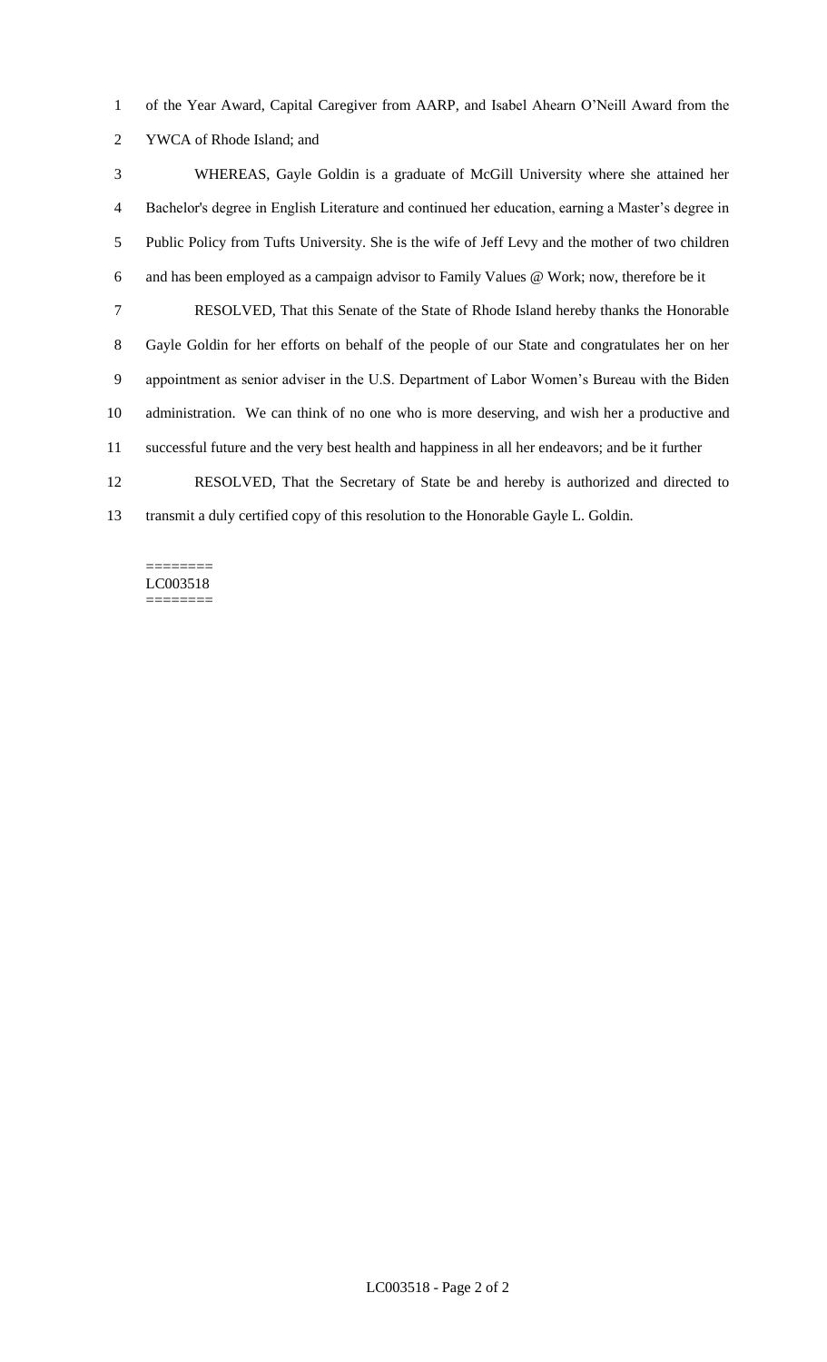of the Year Award, Capital Caregiver from AARP, and Isabel Ahearn O'Neill Award from the YWCA of Rhode Island; and

WHEREAS, Gayle Goldin is a graduate of McGill University where she attained her Bachelor's degree in English Literature and continued her education, earning a Master's degree in Public Policy from Tufts University. She is the wife of Jeff Levy and the mother of two children and has been employed as a campaign advisor to Family Values @ Work; now, therefore be it

RESOLVED, That this Senate of the State of Rhode Island hereby thanks the Honorable Gayle Goldin for her efforts on behalf of the people of our State and congratulates her on her appointment as senior adviser in the U.S. Department of Labor Women's Bureau with the Biden administration. We can think of no one who is more deserving, and wish her a productive and successful future and the very best health and happiness in all her endeavors; and be it further

RESOLVED, That the Secretary of State be and hereby is authorized and directed to transmit a duly certified copy of this resolution to the Honorable Gayle L. Goldin.

========
LC003518
========